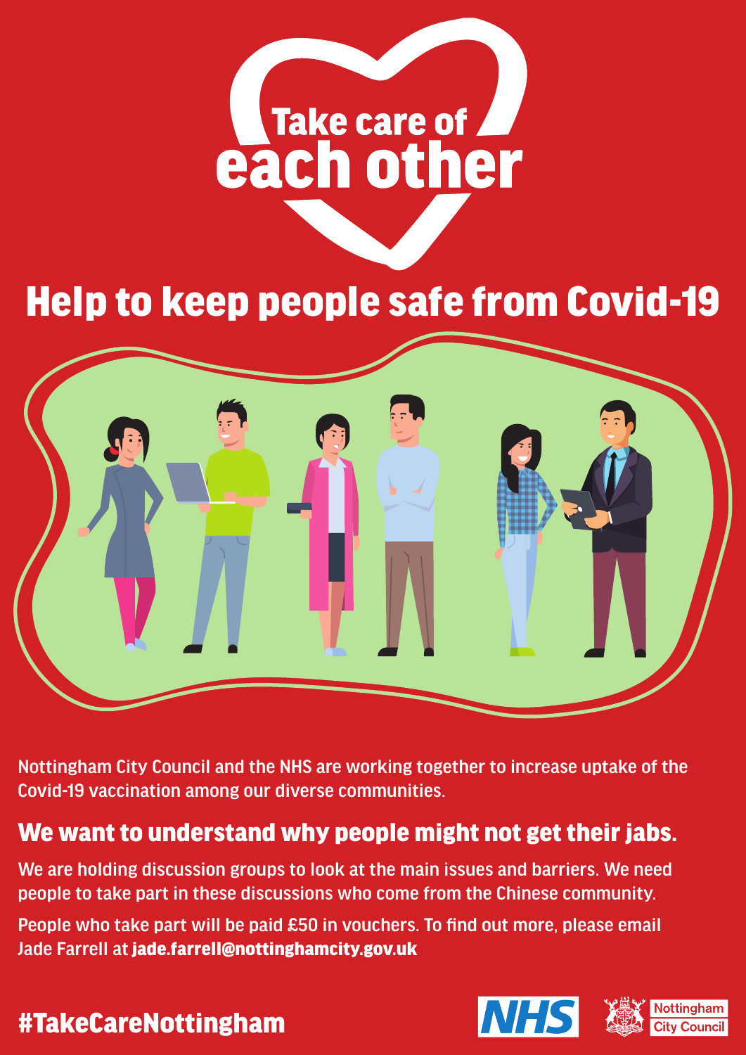# Take care of each other

## Help to keep people safe from Covid-19

Nottingham City Council and the NHS are working together to increase uptake of the Covid-19 vaccination among our diverse communities.

## We want to understand why people might not get their jabs.

We are holding discussion groups to look at the main issues and barriers. We need people to take part in these discussions who come from the Chinese community.

People who take part will be paid £50 in vouchers. To find out more, please email Jade Farrell at **jade.farrell@nottinghamcity.gov.uk**

**#TakeCareNottingham**

NHS

Nottingham City Council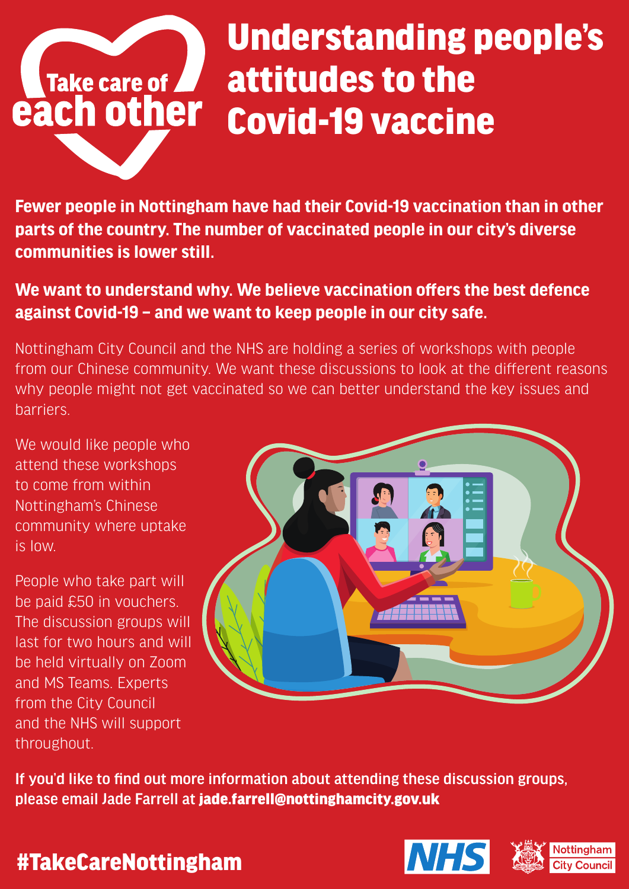Take care of each other

# Understanding people's attitudes to the Covid-19 vaccine

**Fewer people in Nottingham have had their Covid-19 vaccination than in other parts of the country. The number of vaccinated people in our city's diverse communities is lower still.**

**We want to understand why. We believe vaccination offers the best defence against Covid-19 – and we want to keep people in our city safe.**

Nottingham City Council and the NHS are holding a series of workshops with people from our Chinese community. We want these discussions to look at the different reasons why people might not get vaccinated so we can better understand the key issues and barriers.

We would like people who attend these workshops to come from within Nottingham's Chinese community where uptake is low.

People who take part will be paid £50 in vouchers. The discussion groups will last for two hours and will be held virtually on Zoom and MS Teams. Experts from the City Council and the NHS will support throughout.

**If you'd like to find out more information about attending these discussion groups, please email Jade Farrell at jade.farrell@nottinghamcity.gov.uk**

**#TakeCareNottingham**

NHS

Nottingham City Council